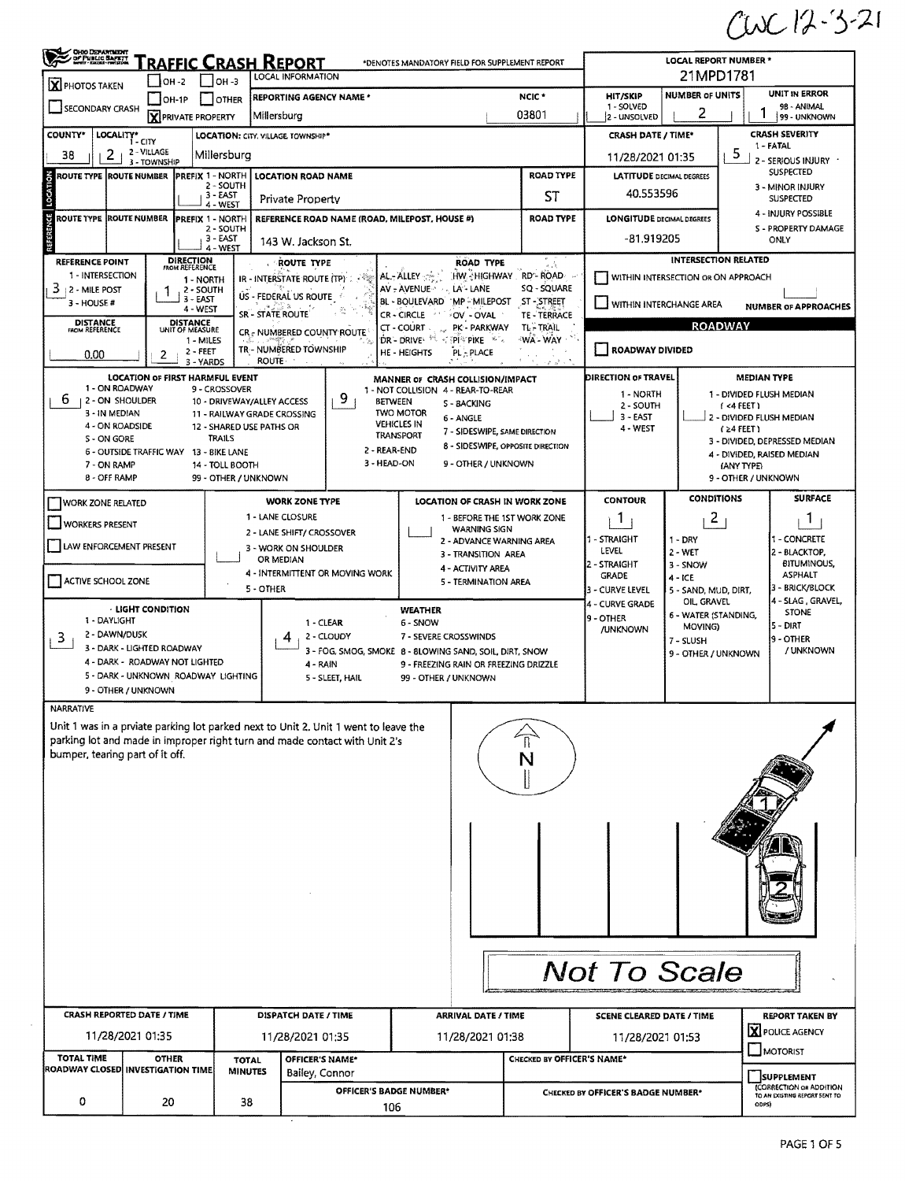CWC 12-3-21

# TRAFFIC CRASH REPORT

Ohio Department of Public Safety

*DENOTES MANDATORY FIELD FOR SUPPLEMENT REPORT

**LOCAL REPORT NUMBER ***: 21MPD1781

| | |
|---|---|
| [X] PHOTOS TAKEN | [ ] OH-2 [ ] OH-3 [ ] OH-1P [ ] OTHER |
| [ ] SECONDARY CRASH | [X] PRIVATE PROPERTY |

**LOCAL INFORMATION**

| REPORTING AGENCY NAME * | NCIC * | HIT/SKIP | NUMBER OF UNITS | UNIT IN ERROR |
|---|---|---|---|---|
| Millersburg | 03801 | 1 - SOLVED / 2 - UNSOLVED | 2 | 1 (98 - ANIMAL, 99 - UNKNOWN) |

| COUNTY* | LOCALITY* (1 - CITY, 2 - VILLAGE, 3 - TOWNSHIP) | LOCATION: CITY, VILLAGE, TOWNSHIP* | CRASH DATE / TIME* | CRASH SEVERITY |
|---|---|---|---|---|
| 38 | 2 | Millersburg | 11/28/2021 01:35 | 5 |

CRASH SEVERITY: 1 - FATAL; 2 - SERIOUS INJURY SUSPECTED; 3 - MINOR INJURY SUSPECTED; 4 - INJURY POSSIBLE; 5 - PROPERTY DAMAGE ONLY

**LOCATION**

| ROUTE TYPE | ROUTE NUMBER | PREFIX (1 - NORTH, 2 - SOUTH, 3 - EAST, 4 - WEST) | LOCATION ROAD NAME | ROAD TYPE | LATITUDE DECIMAL DEGREES |
|---|---|---|---|---|---|
| | | | Private Property | ST | 40.553596 |

**REFERENCE**

| ROUTE TYPE | ROUTE NUMBER | PREFIX (1 - NORTH, 2 - SOUTH, 3 - EAST, 4 - WEST) | REFERENCE ROAD NAME (ROAD, MILEPOST, HOUSE #) | ROAD TYPE | LONGITUDE DECIMAL DEGREES |
|---|---|---|---|---|---|
| | | | 143 W. Jackson St. | | -81.919205 |

| REFERENCE POINT | DIRECTION FROM REFERENCE | DISTANCE FROM REFERENCE | DISTANCE UNIT OF MEASURE |
|---|---|---|---|
| 3 | 1 | 0.00 | 2 |

REFERENCE POINT: 1 - INTERSECTION; 2 - MILE POST; 3 - HOUSE #

DIRECTION FROM REFERENCE: 1 - NORTH; 2 - SOUTH; 3 - EAST; 4 - WEST

DISTANCE UNIT OF MEASURE: 1 - MILES; 2 - FEET; 3 - YARDS

ROUTE TYPE: IR - INTERSTATE ROUTE (TP); US - FEDERAL US ROUTE; SR - STATE ROUTE; CR - NUMBERED COUNTY ROUTE; TR - NUMBERED TOWNSHIP ROUTE

ROAD TYPE: AL - ALLEY; AV - AVENUE; BL - BOULEVARD; CR - CIRCLE; CT - COURT; DR - DRIVE; HE - HEIGHTS; HW - HIGHWAY; LA - LANE; MP - MILEPOST; OV - OVAL; PK - PARKWAY; PI - PIKE; PL - PLACE; RD - ROAD; SQ - SQUARE; ST - STREET; TE - TERRACE; TL - TRAIL; WA - WAY

**INTERSECTION RELATED**

- [ ] WITHIN INTERSECTION OR ON APPROACH
- [ ] WITHIN INTERCHANGE AREA
- NUMBER OF APPROACHES:

**ROADWAY**

- [ ] ROADWAY DIVIDED

| LOCATION OF FIRST HARMFUL EVENT | MANNER OF CRASH COLLISION/IMPACT | DIRECTION OF TRAVEL | MEDIAN TYPE |
|---|---|---|---|
| 6 | 9 | | |

LOCATION OF FIRST HARMFUL EVENT: 1 - ON ROADWAY; 2 - ON SHOULDER; 3 - IN MEDIAN; 4 - ON ROADSIDE; 5 - ON GORE; 6 - OUTSIDE TRAFFIC WAY; 7 - ON RAMP; 8 - OFF RAMP; 9 - CROSSOVER; 10 - DRIVEWAY/ALLEY ACCESS; 11 - RAILWAY GRADE CROSSING; 12 - SHARED USE PATHS OR TRAILS; 13 - BIKE LANE; 14 - TOLL BOOTH; 99 - OTHER / UNKNOWN

MANNER OF CRASH COLLISION/IMPACT: 1 - NOT COLLISION BETWEEN TWO MOTOR VEHICLES IN TRANSPORT; 2 - REAR-END; 3 - HEAD-ON; 4 - REAR-TO-REAR; 5 - BACKING; 6 - ANGLE; 7 - SIDESWIPE, SAME DIRECTION; 8 - SIDESWIPE, OPPOSITE DIRECTION; 9 - OTHER / UNKNOWN

DIRECTION OF TRAVEL: 1 - NORTH; 2 - SOUTH; 3 - EAST; 4 - WEST

MEDIAN TYPE: 1 - DIVIDED FLUSH MEDIAN (<4 FEET); 2 - DIVIDED FLUSH MEDIAN (≥4 FEET); 3 - DIVIDED, DEPRESSED MEDIAN; 4 - DIVIDED, RAISED MEDIAN (ANY TYPE); 9 - OTHER / UNKNOWN

- [ ] WORK ZONE RELATED
- [ ] WORKERS PRESENT
- [ ] LAW ENFORCEMENT PRESENT
- [ ] ACTIVE SCHOOL ZONE

WORK ZONE TYPE: 1 - LANE CLOSURE; 2 - LANE SHIFT/ CROSSOVER; 3 - WORK ON SHOULDER OR MEDIAN; 4 - INTERMITTENT OR MOVING WORK; 5 - OTHER

LOCATION OF CRASH IN WORK ZONE: 1 - BEFORE THE 1ST WORK ZONE WARNING SIGN; 2 - ADVANCE WARNING AREA; 3 - TRANSITION AREA; 4 - ACTIVITY AREA; 5 - TERMINATION AREA

| CONTOUR | CONDITIONS | SURFACE |
|---|---|---|
| 1 | 2 | 1 |

CONTOUR: 1 - STRAIGHT LEVEL; 2 - STRAIGHT GRADE; 3 - CURVE LEVEL; 4 - CURVE GRADE; 9 - OTHER /UNKNOWN

CONDITIONS: 1 - DRY; 2 - WET; 3 - SNOW; 4 - ICE; 5 - SAND, MUD, DIRT, OIL, GRAVEL; 6 - WATER (STANDING, MOVING); 7 - SLUSH; 9 - OTHER / UNKNOWN

SURFACE: 1 - CONCRETE; 2 - BLACKTOP, BITUMINOUS, ASPHALT; 3 - BRICK/BLOCK; 4 - SLAG, GRAVEL, STONE; 5 - DIRT; 9 - OTHER / UNKNOWN

| LIGHT CONDITION | WEATHER |
|---|---|
| 3 | 4 |

LIGHT CONDITION: 1 - DAYLIGHT; 2 - DAWN/DUSK; 3 - DARK - LIGHTED ROADWAY; 4 - DARK - ROADWAY NOT LIGHTED; 5 - DARK - UNKNOWN ROADWAY LIGHTING; 9 - OTHER / UNKNOWN

WEATHER: 1 - CLEAR; 2 - CLOUDY; 3 - FOG, SMOG, SMOKE; 4 - RAIN; 5 - SLEET, HAIL; 6 - SNOW; 7 - SEVERE CROSSWINDS; 8 - BLOWING SAND, SOIL, DIRT, SNOW; 9 - FREEZING RAIN OR FREEZING DRIZZLE; 99 - OTHER / UNKNOWN

**NARRATIVE**

Unit 1 was in a prviate parking lot parked next to Unit 2. Unit 1 went to leave the parking lot and made in improper right turn and made contact with Unit 2's bumper, tearing part of it off.

N

1

2

Not To Scale

| CRASH REPORTED DATE / TIME | DISPATCH DATE / TIME | ARRIVAL DATE / TIME | SCENE CLEARED DATE / TIME | REPORT TAKEN BY |
|---|---|---|---|---|
| 11/28/2021 01:35 | 11/28/2021 01:35 | 11/28/2021 01:38 | 11/28/2021 01:53 | [X] POLICE AGENCY [ ] MOTORIST |

| TOTAL TIME ROADWAY CLOSED | OTHER INVESTIGATION TIME | TOTAL MINUTES | OFFICER'S NAME* | OFFICER'S BADGE NUMBER* | CHECKED BY OFFICER'S NAME* | CHECKED BY OFFICER'S BADGE NUMBER* |
|---|---|---|---|---|---|---|
| 0 | 20 | 38 | Bailey, Connor | 106 | | |

[ ] SUPPLEMENT (CORRECTION OR ADDITION TO AN EXISTING REPORT SENT TO ODPS)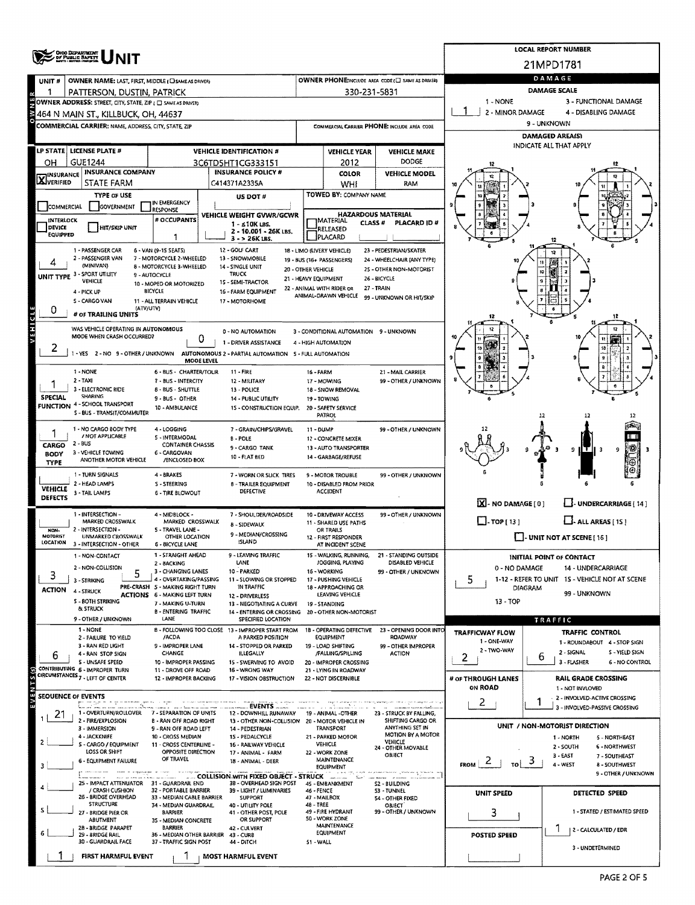# UNIT

**LOCAL REPORT NUMBER:** 21MPD1781

| UNIT # | OWNER NAME: LAST, FIRST, MIDDLE | OWNER PHONE |
|---|---|---|
| 1 | PATTERSON, DUSTIN, PATRICK | 330-231-5831 |

**OWNER ADDRESS:** 464 N MAIN ST., KILLBUCK, OH, 44637

**COMMERCIAL CARRIER:** NAME, ADDRESS, CITY, STATE, ZIP | COMMERCIAL CARRIER PHONE:

| LP STATE | LICENSE PLATE # | VEHICLE IDENTIFICATION # | VEHICLE YEAR | VEHICLE MAKE |
|---|---|---|---|---|
| OH | GUE1244 | 3C6TD5HT1CG333151 | 2012 | DODGE |

| INSURANCE VERIFIED | INSURANCE COMPANY | INSURANCE POLICY # | COLOR | VEHICLE MODEL |
|---|---|---|---|---|
| X | STATE FARM | C414371A2335A | WHI | RAM |

**TYPE OF USE:** COMMERCIAL / GOVERNMENT / IN EMERGENCY RESPONSE

**US DOT #:**

**TOWED BY:** COMPANY NAME

**# OCCUPANTS:** 1

**VEHICLE WEIGHT GVWR/GCWR:** 1 - ≤10K LBS. 2 - 10.001 - 26K LBS. 3 - > 26K LBS.

**HAZARDOUS MATERIAL:** MATERIAL RELEASED / PLACARD — CLASS # — PLACARD ID #

**UNIT TYPE:** 4

1 - PASSENGER CAR; 2 - PASSENGER VAN (MINIVAN); 3 - SPORT UTILITY VEHICLE; 4 - PICK UP; 5 - CARGO VAN; 6 - VAN (9-15 SEATS); 7 - MOTORCYCLE 2-WHEELED; 8 - MOTORCYCLE 3-WHEELED; 9 - AUTOCYCLE; 10 - MOPED OR MOTORIZED BICYCLE; 11 - ALL TERRAIN VEHICLE (ATV/UTV); 12 - GOLF CART; 13 - SNOWMOBILE; 14 - SINGLE UNIT TRUCK; 15 - SEMI-TRACTOR; 16 - FARM EQUIPMENT; 17 - MOTORHOME; 18 - LIMO (LIVERY VEHICLE); 19 - BUS (16+ PASSENGERS); 20 - OTHER VEHICLE; 21 - HEAVY EQUIPMENT; 22 - ANIMAL WITH RIDER OR ANIMAL-DRAWN VEHICLE; 23 - PEDESTRIAN/SKATER; 24 - WHEELCHAIR (ANY TYPE); 25 - OTHER NON-MOTORIST; 26 - BICYCLE; 27 - TRAIN; 99 - UNKNOWN OR HIT/SKIP

**# OF TRAILING UNITS:** 0

**WAS VEHICLE OPERATING IN AUTONOMOUS MODE WHEN CRASH OCCURRED?** 2 (1 - YES 2 - NO 9 - OTHER / UNKNOWN)

**AUTONOMOUS MODE LEVEL:** 0 (0 - NO AUTOMATION; 1 - DRIVER ASSISTANCE; 2 - PARTIAL AUTOMATION; 3 - CONDITIONAL AUTOMATION; 4 - HIGH AUTOMATION; 5 - FULL AUTOMATION; 9 - UNKNOWN)

**SPECIAL FUNCTION:** 1

1 - NONE; 2 - TAXI; 3 - ELECTRONIC RIDE SHARING; 4 - SCHOOL TRANSPORT; 5 - BUS - TRANSIT/COMMUTER; 6 - BUS - CHARTER/TOUR; 7 - BUS - INTERCITY; 8 - BUS - SHUTTLE; 9 - BUS - OTHER; 10 - AMBULANCE; 11 - FIRE; 12 - MILITARY; 13 - POLICE; 14 - PUBLIC UTILITY; 15 - CONSTRUCTION EQUIP.; 16 - FARM; 17 - MOWING; 18 - SNOW REMOVAL; 19 - TOWING; 20 - SAFETY SERVICE PATROL; 21 - MAIL CARRIER; 99 - OTHER / UNKNOWN

**CARGO BODY TYPE:** 1

1 - NO CARGO BODY TYPE / NOT APPLICABLE; 2 - BUS; 3 - VEHICLE TOWING ANOTHER MOTOR VEHICLE; 4 - LOGGING; 5 - INTERMODAL CONTAINER CHASSIS; 6 - CARGOVAN /ENCLOSED BOX; 7 - GRAIN/CHIPS/GRAVEL; 8 - POLE; 9 - CARGO TANK; 10 - FLAT BED; 11 - DUMP; 12 - CONCRETE MIXER; 13 - AUTO TRANSPORTER; 14 - GARBAGE/REFUSE; 99 - OTHER / UNKNOWN

**VEHICLE DEFECTS:**

1 - TURN SIGNALS; 2 - HEAD LAMPS; 3 - TAIL LAMPS; 4 - BRAKES; 5 - STEERING; 6 - TIRE BLOWOUT; 7 - WORN OR SLICK TIRES; 8 - TRAILER EQUIPMENT DEFECTIVE; 9 - MOTOR TROUBLE; 10 - DISABLED FROM PRIOR ACCIDENT; 99 - OTHER / UNKNOWN

**NON-MOTORIST LOCATION:**

1 - INTERSECTION - MARKED CROSSWALK; 2 - INTERSECTION - UNMARKED CROSSWALK; 3 - INTERSECTION - OTHER; 4 - MIDBLOCK - MARKED CROSSWALK; 5 - TRAVEL LANE - OTHER LOCATION; 6 - BICYCLE LANE; 7 - SHOULDER/ROADSIDE; 8 - SIDEWALK; 9 - MEDIAN/CROSSING ISLAND; 10 - DRIVEWAY ACCESS; 11 - SHARED USE PATHS OR TRAILS; 12 - FIRST RESPONDER AT INCIDENT SCENE; 99 - OTHER / UNKNOWN

**ACTION:** 3 **PRE-CRASH ACTIONS:** 5

1 - NON-CONTACT; 2 - NON-COLLISION; 3 - STRIKING; 4 - STRUCK; 5 - BOTH STRIKING & STRUCK; 9 - OTHER / UNKNOWN

1 - STRAIGHT AHEAD; 2 - BACKING; 3 - CHANGING LANES; 4 - OVERTAKING/PASSING; 5 - MAKING RIGHT TURN; 6 - MAKING LEFT TURN; 7 - MAKING U-TURN; 8 - ENTERING TRAFFIC LANE; 9 - LEAVING TRAFFIC LANE; 10 - PARKED; 11 - SLOWING OR STOPPED IN TRAFFIC; 12 - DRIVERLESS; 13 - NEGOTIATING A CURVE; 14 - ENTERING OR CROSSING SPECIFIED LOCATION; 15 - WALKING, RUNNING, JOGGING, PLAYING; 16 - WORKING; 17 - PUSHING VEHICLE; 18 - APPROACHING OR LEAVING VEHICLE; 19 - STANDING; 20 - OTHER NON-MOTORIST; 21 - STANDING OUTSIDE DISABLED VEHICLE; 99 - OTHER / UNKNOWN

**CONTRIBUTING CIRCUMSTANCES:** 6

1 - NONE; 2 - FAILURE TO YIELD; 3 - RAN RED LIGHT; 4 - RAN STOP SIGN; 5 - UNSAFE SPEED; 6 - IMPROPER TURN; 7 - LEFT OF CENTER; 8 - FOLLOWING TOO CLOSE /ACDA; 9 - IMPROPER LANE CHANGE; 10 - IMPROPER PASSING; 11 - DROVE OFF ROAD; 12 - IMPROPER BACKING; 13 - IMPROPER START FROM A PARKED POSITION; 14 - STOPPED OR PARKED ILLEGALLY; 15 - SWERVING TO AVOID; 16 - WRONG WAY; 17 - VISION OBSTRUCTION; 18 - OPERATING DEFECTIVE EQUIPMENT; 19 - LOAD SHIFTING /FALLING/SPILLING; 20 - IMPROPER CROSSING; 21 - LYING IN ROADWAY; 22 - NOT DISCERNIBLE; 23 - OPENING DOOR INTO ROADWAY; 99 - OTHER IMPROPER ACTION

**SEQUENCE OF EVENTS:** 1: 21

**EVENTS:** 1 - OVERTURN/ROLLOVER; 2 - FIRE/EXPLOSION; 3 - IMMERSION; 4 - JACKKNIFE; 5 - CARGO / EQUIPMENT LOSS OR SHIFT; 6 - EQUIPMENT FAILURE; 7 - SEPARATION OF UNITS; 8 - RAN OFF ROAD RIGHT; 9 - RAN OFF ROAD LEFT; 10 - CROSS MEDIAN; 11 - CROSS CENTERLINE - OPPOSITE DIRECTION OF TRAVEL; 12 - DOWNHILL RUNAWAY; 13 - OTHER NON-COLLISION; 14 - PEDESTRIAN; 15 - PEDALCYCLE; 16 - RAILWAY VEHICLE; 17 - ANIMAL - FARM; 18 - ANIMAL - DEER; 19 - ANIMAL -OTHER; 20 - MOTOR VEHICLE IN TRANSPORT; 21 - PARKED MOTOR VEHICLE; 22 - WORK ZONE MAINTENANCE EQUIPMENT; 23 - STRUCK BY FALLING, SHIFTING CARGO OR ANYTHING SET IN MOTION BY A MOTOR VEHICLE; 24 - OTHER MOVABLE OBJECT

**COLLISION WITH FIXED OBJECT - STRUCK:** 25 - IMPACT ATTENUATOR / CRASH CUSHION; 26 - BRIDGE OVERHEAD STRUCTURE; 27 - BRIDGE PIER OR ABUTMENT; 28 - BRIDGE PARAPET; 29 - BRIDGE RAIL; 30 - GUARDRAIL FACE; 31 - GUARDRAIL END; 32 - PORTABLE BARRIER; 33 - MEDIAN CABLE BARRIER; 34 - MEDIAN GUARDRAIL BARRIER; 35 - MEDIAN CONCRETE BARRIER; 36 - MEDIAN OTHER BARRIER; 37 - TRAFFIC SIGN POST; 38 - OVERHEAD SIGN POST; 39 - LIGHT / LUMINARIES SUPPORT; 40 - UTILITY POLE; 41 - OTHER POST, POLE OR SUPPORT; 42 - CULVERT; 43 - CURB; 44 - DITCH; 45 - EMBANKMENT; 46 - FENCE; 47 - MAILBOX; 48 - TREE; 49 - FIRE HYDRANT; 50 - WORK ZONE MAINTENANCE EQUIPMENT; 51 - WALL; 52 - BUILDING; 53 - TUNNEL; 54 - OTHER FIXED OBJECT; 99 - OTHER / UNKNOWN

**FIRST HARMFUL EVENT:** 1 **MOST HARMFUL EVENT:** 1

## DAMAGE

**DAMAGE SCALE:** 1

1 - NONE; 2 - MINOR DAMAGE; 3 - FUNCTIONAL DAMAGE; 4 - DISABLING DAMAGE; 9 - UNKNOWN

**DAMAGED AREA(S)** — INDICATE ALL THAT APPLY

[X] NO DAMAGE [0]; [ ] UNDERCARRIAGE [14]; [ ] TOP [13]; [ ] ALL AREAS [15]; [ ] UNIT NOT AT SCENE [16]

**INITIAL POINT OF CONTACT:** 5

0 - NO DAMAGE; 1-12 - REFER TO UNIT DIAGRAM; 13 - TOP; 14 - UNDERCARRIAGE; 15 - VEHICLE NOT AT SCENE; 99 - UNKNOWN

## TRAFFIC

**TRAFFICWAY FLOW:** 2 (1 - ONE-WAY; 2 - TWO-WAY)

**TRAFFIC CONTROL:** 6 (1 - ROUNDABOUT; 2 - SIGNAL; 3 - FLASHER; 4 - STOP SIGN; 5 - YIELD SIGN; 6 - NO CONTROL)

**# OF THROUGH LANES ON ROAD:** 2

**RAIL GRADE CROSSING:** 1 (1 - NOT INVOLVED; 2 - INVOLVED-ACTIVE CROSSING; 3 - INVOLVED-PASSIVE CROSSING)

**UNIT / NON-MOTORIST DIRECTION:** FROM 2 TO 3

1 - NORTH; 2 - SOUTH; 3 - EAST; 4 - WEST; 5 - NORTHEAST; 6 - NORTHWEST; 7 - SOUTHEAST; 8 - SOUTHWEST; 9 - OTHER / UNKNOWN

**UNIT SPEED:** 3

**POSTED SPEED:**

**DETECTED SPEED:** 1 (1 - STATED / ESTIMATED SPEED; 2 - CALCULATED / EDR; 3 - UNDETERMINED)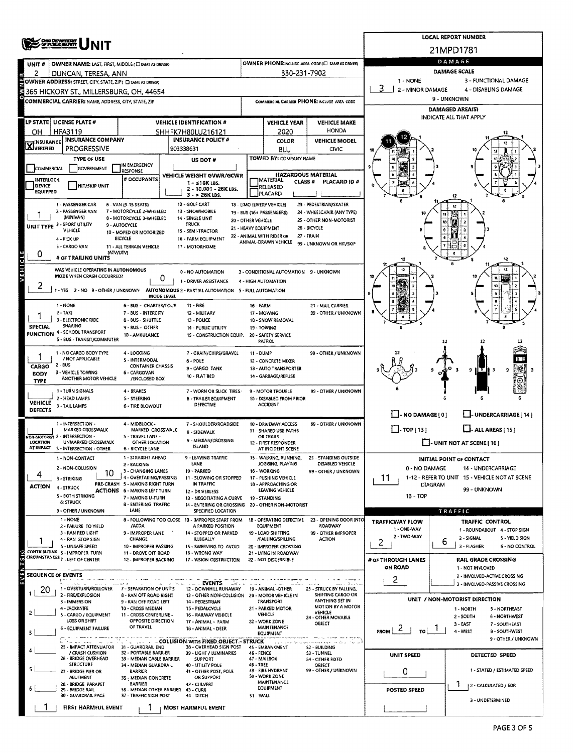# UNIT

**LOCAL REPORT NUMBER:** 21MPD1781

## OWNER

| UNIT # | OWNER NAME: LAST, FIRST, MIDDLE | OWNER PHONE |
|---|---|---|
| 2 | DUNCAN, TERESA, ANN | 330-231-7902 |

**OWNER ADDRESS:** 365 HICKORY ST., MILLERSBURG, OH, 44654

**COMMERCIAL CARRIER:** NAME, ADDRESS, CITY, STATE, ZIP

**COMMERCIAL CARRIER PHONE:**

## VEHICLE

| LP STATE | LICENSE PLATE # | VEHICLE IDENTIFICATION # | VEHICLE YEAR | VEHICLE MAKE |
|---|---|---|---|---|
| OH | HFA3119 | SHHFK7H80LU216121 | 2020 | HONDA |

| INSURANCE | INSURANCE COMPANY | INSURANCE POLICY # | COLOR | VEHICLE MODEL |
|---|---|---|---|---|
| [X] VERIFIED | PROGRESSIVE | 903338631 | BLU | CIVIC |

**TYPE OF USE:** [ ] COMMERCIAL [ ] GOVERNMENT [ ] IN EMERGENCY RESPONSE

**US DOT #:**

**TOWED BY:** COMPANY NAME

**INTERLOCK DEVICE EQUIPPED:** [ ] **HIT/SKIP UNIT:** [ ]

**# OCCUPANTS:**

**VEHICLE WEIGHT GVWR/GCWR:** 1 - ≤10K LBS. 2 - 10,001 - 26K LBS. 3 - > 26K LBS.

**HAZARDOUS MATERIAL:** [ ] MATERIAL RELEASED [ ] PLACARD — CLASS # — PLACARD ID #

**UNIT TYPE:** 1

1 - PASSENGER CAR, 2 - PASSENGER VAN (MINIVAN), 3 - SPORT UTILITY VEHICLE, 4 - PICK UP, 5 - CARGO VAN, 6 - VAN (9-15 SEATS), 7 - MOTORCYCLE 2-WHEELED, 8 - MOTORCYCLE 3-WHEELED, 9 - AUTOCYCLE, 10 - MOPED OR MOTORIZED BICYCLE, 11 - ALL TERRAIN VEHICLE (ATV/UTV), 12 - GOLF CART, 13 - SNOWMOBILE, 14 - SINGLE UNIT TRUCK, 15 - SEMI-TRACTOR, 16 - FARM EQUIPMENT, 17 - MOTORHOME, 18 - LIMO (LIVERY VEHICLE), 19 - BUS (16+ PASSENGERS), 20 - OTHER VEHICLE, 21 - HEAVY EQUIPMENT, 22 - ANIMAL WITH RIDER OR ANIMAL-DRAWN VEHICLE, 23 - PEDESTRIAN/SKATER, 24 - WHEELCHAIR (ANY TYPE), 25 - OTHER NON-MOTORIST, 26 - BICYCLE, 27 - TRAIN, 99 - UNKNOWN OR HIT/SKIP

**# OF TRAILING UNITS:** 0

**WAS VEHICLE OPERATING IN AUTONOMOUS MODE WHEN CRASH OCCURRED?** 2 (1 - YES 2 - NO 9 - OTHER / UNKNOWN)

**AUTONOMOUS MODE LEVEL:** 0 (0 - NO AUTOMATION, 1 - DRIVER ASSISTANCE, 2 - PARTIAL AUTOMATION, 3 - CONDITIONAL AUTOMATION, 4 - HIGH AUTOMATION, 5 - FULL AUTOMATION, 9 - UNKNOWN)

**SPECIAL FUNCTION:** 1

1 - NONE, 2 - TAXI, 3 - ELECTRONIC RIDE SHARING, 4 - SCHOOL TRANSPORT, 5 - BUS - TRANSIT/COMMUTER, 6 - BUS - CHARTER/TOUR, 7 - BUS - INTERCITY, 8 - BUS - SHUTTLE, 9 - BUS - OTHER, 10 - AMBULANCE, 11 - FIRE, 12 - MILITARY, 13 - POLICE, 14 - PUBLIC UTILITY, 15 - CONSTRUCTION EQUIP., 16 - FARM, 17 - MOWING, 18 - SNOW REMOVAL, 19 - TOWING, 20 - SAFETY SERVICE PATROL, 21 - MAIL CARRIER, 99 - OTHER / UNKNOWN

**CARGO BODY TYPE:** 1

1 - NO CARGO BODY TYPE / NOT APPLICABLE, 2 - BUS, 3 - VEHICLE TOWING ANOTHER MOTOR VEHICLE, 4 - LOGGING, 5 - INTERMODAL CONTAINER CHASSIS, 6 - CARGOVAN /ENCLOSED BOX, 7 - GRAIN/CHIPS/GRAVEL, 8 - POLE, 9 - CARGO TANK, 10 - FLAT BED, 11 - DUMP, 12 - CONCRETE MIXER, 13 - AUTO TRANSPORTER, 14 - GARBAGE/REFUSE, 99 - OTHER / UNKNOWN

**VEHICLE DEFECTS:**

1 - TURN SIGNALS, 2 - HEAD LAMPS, 3 - TAIL LAMPS, 4 - BRAKES, 5 - STEERING, 6 - TIRE BLOWOUT, 7 - WORN OR SLICK TIRES, 8 - TRAILER EQUIPMENT DEFECTIVE, 9 - MOTOR TROUBLE, 10 - DISABLED FROM PRIOR ACCIDENT, 99 - OTHER / UNKNOWN

**NON-MOTORIST LOCATION AT IMPACT:**

1 - INTERSECTION - MARKED CROSSWALK, 2 - INTERSECTION - UNMARKED CROSSWALK, 3 - INTERSECTION - OTHER, 4 - MIDBLOCK - MARKED CROSSWALK, 5 - TRAVEL LANE - OTHER LOCATION, 6 - BICYCLE LANE, 7 - SHOULDER/ROADSIDE, 8 - SIDEWALK, 9 - MEDIAN/CROSSING ISLAND, 10 - DRIVEWAY ACCESS, 11 - SHARED USE PATHS OR TRAILS, 12 - FIRST RESPONDER AT INCIDENT SCENE, 99 - OTHER / UNKNOWN

**ACTION:** 4 — **PRE-CRASH ACTIONS:** 10

ACTION: 1 - NON-CONTACT, 2 - NON-COLLISION, 3 - STRIKING, 4 - STRUCK, 5 - BOTH STRIKING & STRUCK, 9 - OTHER / UNKNOWN

PRE-CRASH ACTIONS: 1 - STRAIGHT AHEAD, 2 - BACKING, 3 - CHANGING LANES, 4 - OVERTAKING/PASSING, 5 - MAKING RIGHT TURN, 6 - MAKING LEFT TURN, 7 - MAKING U-TURN, 8 - ENTERING TRAFFIC LANE, 9 - LEAVING TRAFFIC LANE, 10 - PARKED, 11 - SLOWING OR STOPPED IN TRAFFIC, 12 - DRIVERLESS, 13 - NEGOTIATING A CURVE, 14 - ENTERING OR CROSSING SPECIFIED LOCATION, 15 - WALKING, RUNNING, JOGGING, PLAYING, 16 - WORKING, 17 - PUSHING VEHICLE, 18 - APPROACHING OR LEAVING VEHICLE, 19 - STANDING, 20 - OTHER NON-MOTORIST, 21 - STANDING OUTSIDE DISABLED VEHICLE, 99 - OTHER / UNKNOWN

**CONTRIBUTING CIRCUMSTANCES:** 1

1 - NONE, 2 - FAILURE TO YIELD, 3 - RAN RED LIGHT, 4 - RAN STOP SIGN, 5 - UNSAFE SPEED, 6 - IMPROPER TURN, 7 - LEFT OF CENTER, 8 - FOLLOWING TOO CLOSE /ACDA, 9 - IMPROPER LANE CHANGE, 10 - IMPROPER PASSING, 11 - DROVE OFF ROAD, 12 - IMPROPER BACKING, 13 - IMPROPER START FROM A PARKED POSITION, 14 - STOPPED OR PARKED ILLEGALLY, 15 - SWERVING TO AVOID, 16 - WRONG WAY, 17 - VISION OBSTRUCTION, 18 - OPERATING DEFECTIVE EQUIPMENT, 19 - LOAD SHIFTING /FALLING/SPILLING, 20 - IMPROPER CROSSING, 21 - LYING IN ROADWAY, 22 - NOT DISCERNIBLE, 23 - OPENING DOOR INTO ROADWAY, 99 - OTHER IMPROPER ACTION

## SEQUENCE OF EVENTS

1. 20
2.
3.
4.
5.
6.

**EVENTS:** 1 - OVERTURN/ROLLOVER, 2 - FIRE/EXPLOSION, 3 - IMMERSION, 4 - JACKKNIFE, 5 - CARGO / EQUIPMENT LOSS OR SHIFT, 6 - EQUIPMENT FAILURE, 7 - SEPARATION OF UNITS, 8 - RAN OFF ROAD RIGHT, 9 - RAN OFF ROAD LEFT, 10 - CROSS MEDIAN, 11 - CROSS CENTERLINE - OPPOSITE DIRECTION OF TRAVEL, 12 - DOWNHILL RUNAWAY, 13 - OTHER NON-COLLISION, 14 - PEDESTRIAN, 15 - PEDALCYCLE, 16 - RAILWAY VEHICLE, 17 - ANIMAL - FARM, 18 - ANIMAL - DEER, 19 - ANIMAL -OTHER, 20 - MOTOR VEHICLE IN TRANSPORT, 21 - PARKED MOTOR VEHICLE, 22 - WORK ZONE MAINTENANCE EQUIPMENT, 23 - STRUCK BY FALLING, SHIFTING CARGO OR ANYTHING SET IN MOTION BY A MOTOR VEHICLE, 24 - OTHER MOVABLE OBJECT

**COLLISION WITH FIXED OBJECT - STRUCK:** 25 - IMPACT ATTENUATOR / CRASH CUSHION, 26 - BRIDGE OVERHEAD STRUCTURE, 27 - BRIDGE PIER OR ABUTMENT, 28 - BRIDGE PARAPET, 29 - BRIDGE RAIL, 30 - GUARDRAIL FACE, 31 - GUARDRAIL END, 32 - PORTABLE BARRIER, 33 - MEDIAN CABLE BARRIER, 34 - MEDIAN GUARDRAIL BARRIER, 35 - MEDIAN CONCRETE BARRIER, 36 - MEDIAN OTHER BARRIER, 37 - TRAFFIC SIGN POST, 38 - OVERHEAD SIGN POST, 39 - LIGHT / LUMINARIES SUPPORT, 40 - UTILITY POLE, 41 - OTHER POST, POLE OR SUPPORT, 42 - CULVERT, 43 - CURB, 44 - DITCH, 45 - EMBANKMENT, 46 - FENCE, 47 - MAILBOX, 48 - TREE, 49 - FIRE HYDRANT, 50 - WORK ZONE MAINTENANCE EQUIPMENT, 51 - WALL, 52 - BUILDING, 53 - TUNNEL, 54 - OTHER FIXED OBJECT, 99 - OTHER / UNKNOWN

**FIRST HARMFUL EVENT:** 1 — **MOST HARMFUL EVENT:** 1

## DAMAGE

**DAMAGE SCALE:** 3

1 - NONE, 2 - MINOR DAMAGE, 3 - FUNCTIONAL DAMAGE, 4 - DISABLING DAMAGE, 9 - UNKNOWN

**DAMAGED AREA(S)** — INDICATE ALL THAT APPLY: 11, 12

[ ] NO DAMAGE [0] [ ] UNDERCARRIAGE [14] [ ] TOP [13] [ ] ALL AREAS [15] [ ] UNIT NOT AT SCENE [16]

**INITIAL POINT OF CONTACT:** 11

0 - NO DAMAGE, 1-12 - REFER TO UNIT DIAGRAM, 13 - TOP, 14 - UNDERCARRIAGE, 15 - VEHICLE NOT AT SCENE, 99 - UNKNOWN

## TRAFFIC

**TRAFFICWAY FLOW:** 2 (1 - ONE-WAY, 2 - TWO-WAY)

**TRAFFIC CONTROL:** 6 (1 - ROUNDABOUT, 2 - SIGNAL, 3 - FLASHER, 4 - STOP SIGN, 5 - YIELD SIGN, 6 - NO CONTROL)

**# OF THROUGH LANES ON ROAD:** 2

**RAIL GRADE CROSSING:** 1 - NOT INVLOVED, 2 - INVOLVED-ACTIVE CROSSING, 3 - INVOLVED-PASSIVE CROSSING

**UNIT / NON-MOTORIST DIRECTION:** FROM 2 TO 1

1 - NORTH, 2 - SOUTH, 3 - EAST, 4 - WEST, 5 - NORTHEAST, 6 - NORTHWEST, 7 - SOUTHEAST, 8 - SOUTHWEST, 9 - OTHER / UNKNOWN

**UNIT SPEED:** 0

**POSTED SPEED:**

**DETECTED SPEED:** 1 (1 - STATED / ESTIMATED SPEED, 2 - CALCULATED / EDR, 3 - UNDETERMINED)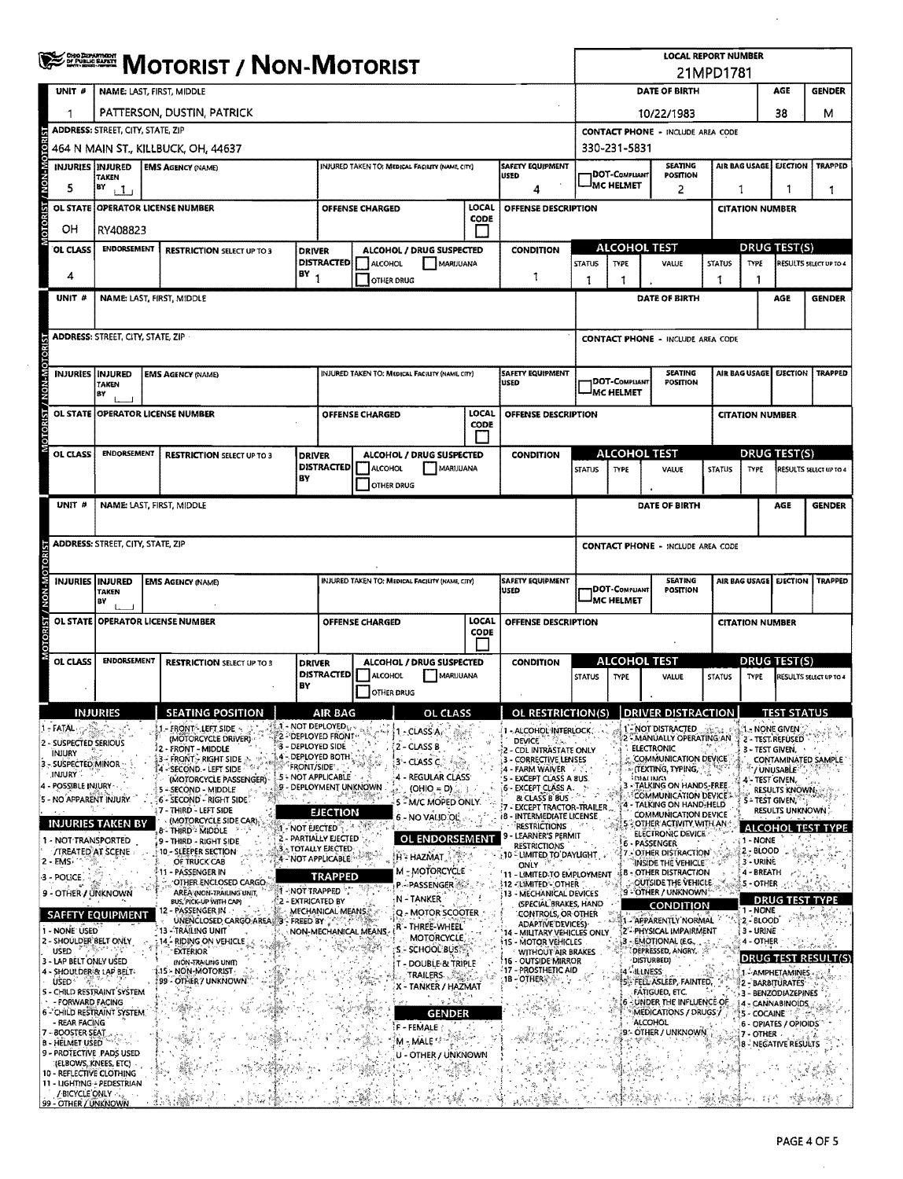# MOTORIST / NON-MOTORIST

Ohio Department of Public Safety

**LOCAL REPORT NUMBER**
21MPD1781

## Unit 1

| UNIT # | NAME: LAST, FIRST, MIDDLE | DATE OF BIRTH | AGE | GENDER |
|---|---|---|---|---|
| 1 | PATTERSON, DUSTIN, PATRICK | 10/22/1983 | 38 | M |

| ADDRESS: STREET, CITY, STATE, ZIP | CONTACT PHONE - INCLUDE AREA CODE |
|---|---|
| 464 N MAIN ST., KILLBUCK, OH, 44637 | 330-231-5831 |

| INJURIES | INJURED TAKEN BY | EMS AGENCY (NAME) | INJURED TAKEN TO: MEDICAL FACILITY (NAME, CITY) | SAFETY EQUIPMENT USED | DOT-COMPLIANT MC HELMET | SEATING POSITION | AIR BAG USAGE | EJECTION | TRAPPED |
|---|---|---|---|---|---|---|---|---|---|
| 5 | 1 | | | 4 | | 2 | 1 | 1 | 1 |

| OL STATE | OPERATOR LICENSE NUMBER | OFFENSE CHARGED | LOCAL CODE | OFFENSE DESCRIPTION | CITATION NUMBER |
|---|---|---|---|---|---|
| OH | RY408823 | | | | |

| OL CLASS | ENDORSEMENT | RESTRICTION SELECT UP TO 3 | DRIVER DISTRACTED BY | ALCOHOL / DRUG SUSPECTED | CONDITION | ALCOHOL TEST STATUS | ALCOHOL TEST TYPE | ALCOHOL TEST VALUE | DRUG TEST STATUS | DRUG TEST TYPE | DRUG TEST RESULTS SELECT UP TO 4 |
|---|---|---|---|---|---|---|---|---|---|---|---|
| 4 | | | 1 | ☐ ALCOHOL ☐ MARIJUANA ☐ OTHER DRUG | 1 | 1 | 1 | . | 1 | 1 | |

## Unit (blank)

| UNIT # | NAME: LAST, FIRST, MIDDLE | DATE OF BIRTH | AGE | GENDER |
|---|---|---|---|---|
| | | | | |

| ADDRESS: STREET, CITY, STATE, ZIP | CONTACT PHONE - INCLUDE AREA CODE |
|---|---|
| | |

| INJURIES | INJURED TAKEN BY | EMS AGENCY (NAME) | INJURED TAKEN TO: MEDICAL FACILITY (NAME, CITY) | SAFETY EQUIPMENT USED | DOT-COMPLIANT MC HELMET | SEATING POSITION | AIR BAG USAGE | EJECTION | TRAPPED |
|---|---|---|---|---|---|---|---|---|---|
| | | | | | | | | | |

| OL STATE | OPERATOR LICENSE NUMBER | OFFENSE CHARGED | LOCAL CODE | OFFENSE DESCRIPTION | CITATION NUMBER |
|---|---|---|---|---|---|
| | | | | | |

| OL CLASS | ENDORSEMENT | RESTRICTION SELECT UP TO 3 | DRIVER DISTRACTED BY | ALCOHOL / DRUG SUSPECTED | CONDITION | ALCOHOL TEST STATUS | ALCOHOL TEST TYPE | ALCOHOL TEST VALUE | DRUG TEST STATUS | DRUG TEST TYPE | DRUG TEST RESULTS SELECT UP TO 4 |
|---|---|---|---|---|---|---|---|---|---|---|---|
| | | | | ☐ ALCOHOL ☐ MARIJUANA ☐ OTHER DRUG | | | | . | | | |

## Unit (blank)

| UNIT # | NAME: LAST, FIRST, MIDDLE | DATE OF BIRTH | AGE | GENDER |
|---|---|---|---|---|
| | | | | |

| ADDRESS: STREET, CITY, STATE, ZIP | CONTACT PHONE - INCLUDE AREA CODE |
|---|---|
| | |

| INJURIES | INJURED TAKEN BY | EMS AGENCY (NAME) | INJURED TAKEN TO: MEDICAL FACILITY (NAME, CITY) | SAFETY EQUIPMENT USED | DOT-COMPLIANT MC HELMET | SEATING POSITION | AIR BAG USAGE | EJECTION | TRAPPED |
|---|---|---|---|---|---|---|---|---|---|
| | | | | | | | | | |

| OL STATE | OPERATOR LICENSE NUMBER | OFFENSE CHARGED | LOCAL CODE | OFFENSE DESCRIPTION | CITATION NUMBER |
|---|---|---|---|---|---|
| | | | | | |

| OL CLASS | ENDORSEMENT | RESTRICTION SELECT UP TO 3 | DRIVER DISTRACTED BY | ALCOHOL / DRUG SUSPECTED | CONDITION | ALCOHOL TEST STATUS | ALCOHOL TEST TYPE | ALCOHOL TEST VALUE | DRUG TEST STATUS | DRUG TEST TYPE | DRUG TEST RESULTS SELECT UP TO 4 |
|---|---|---|---|---|---|---|---|---|---|---|---|
| | | | | ☐ ALCOHOL ☐ MARIJUANA ☐ OTHER DRUG | | | | . | | | |

## Codes

**INJURIES**
1 - FATAL
2 - SUSPECTED SERIOUS INJURY
3 - SUSPECTED MINOR INJURY
4 - POSSIBLE INJURY
5 - NO APPARENT INJURY

**INJURIES TAKEN BY**
1 - NOT TRANSPORTED /TREATED AT SCENE
2 - EMS
3 - POLICE
9 - OTHER / UNKNOWN

**SAFETY EQUIPMENT**
1 - NONE USED
2 - SHOULDER BELT ONLY USED
3 - LAP BELT ONLY USED
4 - SHOULDER & LAP BELT USED
5 - CHILD RESTRAINT SYSTEM - FORWARD FACING
6 - CHILD RESTRAINT SYSTEM - REAR FACING
7 - BOOSTER SEAT
8 - HELMET USED
9 - PROTECTIVE PADS USED (ELBOWS, KNEES, ETC)
10 - REFLECTIVE CLOTHING
11 - LIGHTING - PEDESTRIAN / BICYCLE ONLY
99 - OTHER / UNKNOWN

**SEATING POSITION**
1 - FRONT - LEFT SIDE (MOTORCYCLE DRIVER)
2 - FRONT - MIDDLE
3 - FRONT - RIGHT SIDE
4 - SECOND - LEFT SIDE (MOTORCYCLE PASSENGER)
5 - SECOND - MIDDLE
6 - SECOND - RIGHT SIDE
7 - THIRD - LEFT SIDE (MOTORCYCLE SIDE CAR)
8 - THIRD - MIDDLE
9 - THIRD - RIGHT SIDE
10 - SLEEPER SECTION OF TRUCK CAB
11 - PASSENGER IN OTHER ENCLOSED CARGO AREA (NON-TRAILING UNIT, BUS, PICK-UP WITH CAP)
12 - PASSENGER IN UNENCLOSED CARGO AREA
13 - TRAILING UNIT
14 - RIDING ON VEHICLE EXTERIOR (NON-TRAILING UNIT)
15 - NON-MOTORIST
99 - OTHER / UNKNOWN

**AIR BAG**
1 - NOT DEPLOYED
2 - DEPLOYED FRONT
3 - DEPLOYED SIDE
4 - DEPLOYED BOTH FRONT/SIDE
5 - NOT APPLICABLE
9 - DEPLOYMENT UNKNOWN

**EJECTION**
1 - NOT EJECTED
2 - PARTIALLY EJECTED
3 - TOTALLY EJECTED
4 - NOT APPLICABLE

**TRAPPED**
1 - NOT TRAPPED
2 - EXTRICATED BY MECHANICAL MEANS
3 - FREED BY NON-MECHANICAL MEANS

**OL CLASS**
1 - CLASS A
2 - CLASS B
3 - CLASS C
4 - REGULAR CLASS (OHIO = D)
5 - M/C MOPED ONLY
6 - NO VALID OL

**OL ENDORSEMENT**
H - HAZMAT
M - MOTORCYCLE
P - PASSENGER
N - TANKER
Q - MOTOR SCOOTER
R - THREE-WHEEL MOTORCYCLE
S - SCHOOL BUS
T - DOUBLE & TRIPLE TRAILERS
X - TANKER / HAZMAT

**GENDER**
F - FEMALE
M - MALE
U - OTHER / UNKNOWN

**OL RESTRICTION(S)**
1 - ALCOHOL INTERLOCK DEVICE
2 - CDL INTRASTATE ONLY
3 - CORRECTIVE LENSES
4 - FARM WAIVER
5 - EXCEPT CLASS A BUS
6 - EXCEPT CLASS A & CLASS B BUS
7 - EXCEPT TRACTOR-TRAILER
8 - INTERMEDIATE LICENSE RESTRICTIONS
9 - LEARNER'S PERMIT RESTRICTIONS
10 - LIMITED TO DAYLIGHT ONLY
11 - LIMITED TO EMPLOYMENT
12 - LIMITED - OTHER
13 - MECHANICAL DEVICES (SPECIAL BRAKES, HAND CONTROLS, OR OTHER ADAPTIVE DEVICES)
14 - MILITARY VEHICLES ONLY
15 - MOTOR VEHICLES WITHOUT AIR BRAKES
16 - OUTSIDE MIRROR
17 - PROSTHETIC AID
18 - OTHER

**DRIVER DISTRACTION**
1 - NOT DISTRACTED
2 - MANUALLY OPERATING AN ELECTRONIC COMMUNICATION DEVICE (TEXTING, TYPING, DIALING)
3 - TALKING ON HANDS-FREE COMMUNICATION DEVICE
4 - TALKING ON HAND-HELD COMMUNICATION DEVICE
5 - OTHER ACTIVITY WITH AN ELECTRONIC DEVICE
6 - PASSENGER
7 - OTHER DISTRACTION INSIDE THE VEHICLE
8 - OTHER DISTRACTION OUTSIDE THE VEHICLE
9 - OTHER / UNKNOWN

**CONDITION**
1 - APPARENTLY NORMAL
2 - PHYSICAL IMPAIRMENT
3 - EMOTIONAL (E.G., DEPRESSED, ANGRY, DISTURBED)
4 - ILLNESS
5 - FELL ASLEEP, FAINTED, FATIGUED, ETC.
6 - UNDER THE INFLUENCE OF MEDICATIONS / DRUGS / ALCOHOL
9 - OTHER / UNKNOWN

**TEST STATUS**
1 - NONE GIVEN
2 - TEST REFUSED
3 - TEST GIVEN, CONTAMINATED SAMPLE / UNUSABLE
4 - TEST GIVEN, RESULTS KNOWN
5 - TEST GIVEN, RESULTS UNKNOWN

**ALCOHOL TEST TYPE**
1 - NONE
2 - BLOOD
3 - URINE
4 - BREATH
5 - OTHER

**DRUG TEST TYPE**
1 - NONE
2 - BLOOD
3 - URINE
4 - OTHER

**DRUG TEST RESULT(S)**
1 - AMPHETAMINES
2 - BARBITURATES
3 - BENZODIAZEPINES
4 - CANNABINOIDS
5 - COCAINE
6 - OPIATES / OPIOIDS
7 - OTHER
8 - NEGATIVE RESULTS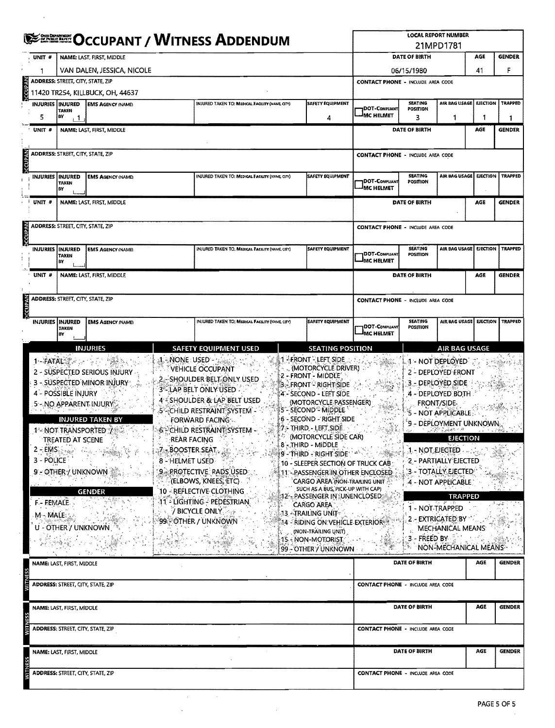# OCCUPANT / WITNESS ADDENDUM

**LOCAL REPORT NUMBER:** 21MPD1781

## OCCUPANT

| UNIT # | NAME: LAST, FIRST, MIDDLE | DATE OF BIRTH | AGE | GENDER |
|---|---|---|---|---|
| 1 | VAN DALEN, JESSICA, NICOLE | 06/15/1980 | 41 | F |

| ADDRESS: STREET, CITY, STATE, ZIP | CONTACT PHONE - INCLUDE AREA CODE |
|---|---|
| 11420 TR254, KILLBUCK, OH, 44637 | |

| INJURIES | INJURED TAKEN BY | EMS AGENCY (NAME) | INJURED TAKEN TO: MEDICAL FACILITY (NAME, CITY) | SAFETY EQUIPMENT | DOT-COMPLIANT MC HELMET | SEATING POSITION | AIR BAG USAGE | EJECTION | TRAPPED |
|---|---|---|---|---|---|---|---|---|---|
| 5 | 1 | | | 4 | | 3 | 1 | 1 | 1 |

## OCCUPANT

| UNIT # | NAME: LAST, FIRST, MIDDLE | DATE OF BIRTH | AGE | GENDER |
|---|---|---|---|---|
| | | | | |

| ADDRESS: STREET, CITY, STATE, ZIP | CONTACT PHONE - INCLUDE AREA CODE |
|---|---|
| | |

| INJURIES | INJURED TAKEN BY | EMS AGENCY (NAME) | INJURED TAKEN TO: MEDICAL FACILITY (NAME, CITY) | SAFETY EQUIPMENT | DOT-COMPLIANT MC HELMET | SEATING POSITION | AIR BAG USAGE | EJECTION | TRAPPED |
|---|---|---|---|---|---|---|---|---|---|
| | | | | | | | | | |

## OCCUPANT

| UNIT # | NAME: LAST, FIRST, MIDDLE | DATE OF BIRTH | AGE | GENDER |
|---|---|---|---|---|
| | | | | |

| ADDRESS: STREET, CITY, STATE, ZIP | CONTACT PHONE - INCLUDE AREA CODE |
|---|---|
| | |

| INJURIES | INJURED TAKEN BY | EMS AGENCY (NAME) | INJURED TAKEN TO: MEDICAL FACILITY (NAME, CITY) | SAFETY EQUIPMENT | DOT-COMPLIANT MC HELMET | SEATING POSITION | AIR BAG USAGE | EJECTION | TRAPPED |
|---|---|---|---|---|---|---|---|---|---|
| | | | | | | | | | |

## OCCUPANT

| UNIT # | NAME: LAST, FIRST, MIDDLE | DATE OF BIRTH | AGE | GENDER |
|---|---|---|---|---|
| | | | | |

| ADDRESS: STREET, CITY, STATE, ZIP | CONTACT PHONE - INCLUDE AREA CODE |
|---|---|
| | |

| INJURIES | INJURED TAKEN BY | EMS AGENCY (NAME) | INJURED TAKEN TO: MEDICAL FACILITY (NAME, CITY) | SAFETY EQUIPMENT | DOT-COMPLIANT MC HELMET | SEATING POSITION | AIR BAG USAGE | EJECTION | TRAPPED |
|---|---|---|---|---|---|---|---|---|---|
| | | | | | | | | | |

## Codes

**INJURIES**
1 - FATAL
2 - SUSPECTED SERIOUS INJURY
3 - SUSPECTED MINOR INJURY
4 - POSSIBLE INJURY
5 - NO APPARENT INJURY

**INJURED TAKEN BY**
1 - NOT TRANSPORTED / TREATED AT SCENE
2 - EMS
3 - POLICE
9 - OTHER / UNKNOWN

**GENDER**
F - FEMALE
M - MALE
U - OTHER / UNKNOWN

**SAFETY EQUIPMENT USED**
1 - NONE USED - VEHICLE OCCUPANT
2 - SHOULDER BELT ONLY USED
3 - LAP BELT ONLY USED
4 - SHOULDER & LAP BELT USED
5 - CHILD RESTRAINT SYSTEM - FORWARD FACING
6 - CHILD RESTRAINT SYSTEM - REAR FACING
7 - BOOSTER SEAT
8 - HELMET USED
9 - PROTECTIVE PADS USED (ELBOWS, KNEES, ETC)
10 - REFLECTIVE CLOTHING
11 - LIGHTING - PEDESTRIAN / BICYCLE ONLY
99 - OTHER / UNKNOWN

**SEATING POSITION**
1 - FRONT - LEFT SIDE (MOTORCYCLE DRIVER)
2 - FRONT - MIDDLE
3 - FRONT - RIGHT SIDE
4 - SECOND - LEFT SIDE (MOTORCYCLE PASSENGER)
5 - SECOND - MIDDLE
6 - SECOND - RIGHT SIDE
7 - THIRD - LEFT SIDE (MOTORCYCLE SIDE CAR)
8 - THIRD - MIDDLE
9 - THIRD - RIGHT SIDE
10 - SLEEPER SECTION OF TRUCK CAB
11 - PASSENGER IN OTHER ENCLOSED CARGO AREA (NON-TRAILING UNIT SUCH AS A BUS, PICK-UP WITH CAP)
12 - PASSENGER IN UNENCLOSED CARGO AREA
13 - TRAILING UNIT
14 - RIDING ON VEHICLE EXTERIOR (NON-TRAILING UNIT)
15 - NON-MOTORIST
99 - OTHER / UNKNOWN

**AIR BAG USAGE**
1 - NOT DEPLOYED
2 - DEPLOYED FRONT
3 - DEPLOYED SIDE
4 - DEPLOYED BOTH FRONT/SIDE
5 - NOT APPLICABLE
9 - DEPLOYMENT UNKNOWN

**EJECTION**
1 - NOT EJECTED
2 - PARTIALLY EJECTED
3 - TOTALLY EJECTED
4 - NOT APPLICABLE

**TRAPPED**
1 - NOT TRAPPED
2 - EXTRICATED BY MECHANICAL MEANS
3 - FREED BY NON-MECHANICAL MEANS

## WITNESS

| NAME: LAST, FIRST, MIDDLE | DATE OF BIRTH | AGE | GENDER |
|---|---|---|---|
| | | | |

| ADDRESS: STREET, CITY, STATE, ZIP | CONTACT PHONE - INCLUDE AREA CODE |
|---|---|
| | |

## WITNESS

| NAME: LAST, FIRST, MIDDLE | DATE OF BIRTH | AGE | GENDER |
|---|---|---|---|
| | | | |

| ADDRESS: STREET, CITY, STATE, ZIP | CONTACT PHONE - INCLUDE AREA CODE |
|---|---|
| | |

## WITNESS

| NAME: LAST, FIRST, MIDDLE | DATE OF BIRTH | AGE | GENDER |
|---|---|---|---|
| | | | |

| ADDRESS: STREET, CITY, STATE, ZIP | CONTACT PHONE - INCLUDE AREA CODE |
|---|---|
| | |